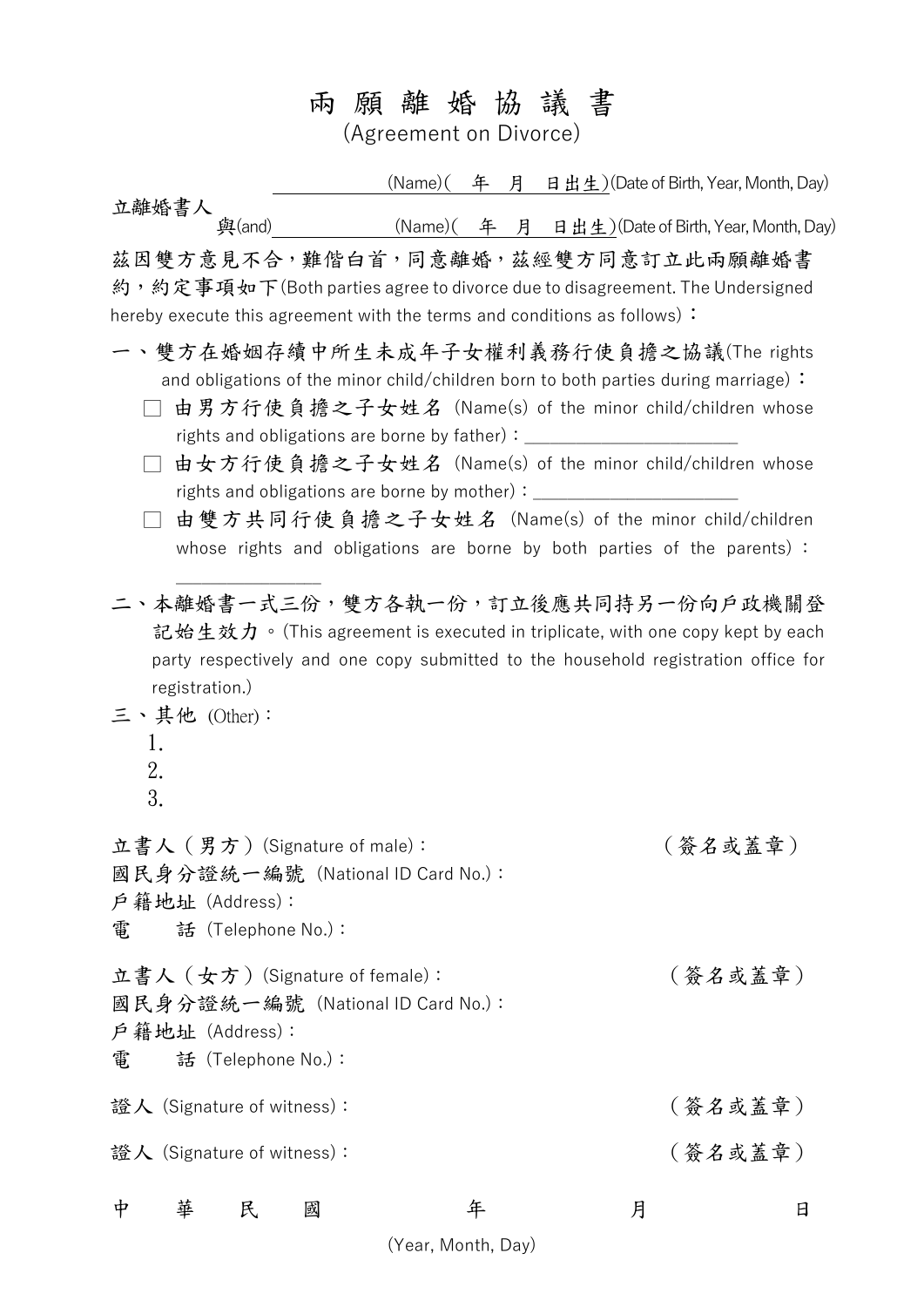# 兩 願 離 婚 協 議 書

(Agreement on Divorce)

立離婚書人 ＿＿＿＿＿＿＿(Name)(　年　月　日出生)(Date of Birth, Year, Month, Day)

與(and)＿＿＿＿＿＿＿(Name)(　年　月　日出生)(Date of Birth, Year, Month, Day)

茲因雙方意見不合，難偕白首，同意離婚，茲經雙方同意訂立此兩願離婚書約，約定事項如下(Both parties agree to divorce due to disagreement. The Undersigned hereby execute this agreement with the terms and conditions as follows)：

一、雙方在婚姻存續中所生未成年子女權利義務行使負擔之協議(The rights and obligations of the minor child/children born to both parties during marriage)：

- □ 由男方行使負擔之子女姓名 (Name(s) of the minor child/children whose rights and obligations are borne by father)：＿＿＿＿＿＿＿＿＿＿＿＿
- □ 由女方行使負擔之子女姓名 (Name(s) of the minor child/children whose rights and obligations are borne by mother)：＿＿＿＿＿＿＿＿＿＿＿＿
- □ 由雙方共同行使負擔之子女姓名 (Name(s) of the minor child/children whose rights and obligations are borne by both parties of the parents)：＿＿＿＿＿＿＿＿＿

二、本離婚書一式三份，雙方各執一份，訂立後應共同持另一份向戶政機關登記始生效力。(This agreement is executed in triplicate, with one copy kept by each party respectively and one copy submitted to the household registration office for registration.)

三、其他 (Other)：

1.
2.
3.

立書人（男方）(Signature of male)：　　　　　　　　（簽名或蓋章）
國民身分證統一編號 (National ID Card No.)：
戶籍地址 (Address)：
電　　話 (Telephone No.)：

立書人（女方）(Signature of female)：　　　　　　　　（簽名或蓋章）
國民身分證統一編號 (National ID Card No.)：
戶籍地址 (Address)：
電　　話 (Telephone No.)：

證人 (Signature of witness)：　　　　　　　　（簽名或蓋章）

證人 (Signature of witness)：　　　　　　　　（簽名或蓋章）

中　華　民　國　　　　年　　　　月　　　　日

(Year, Month, Day)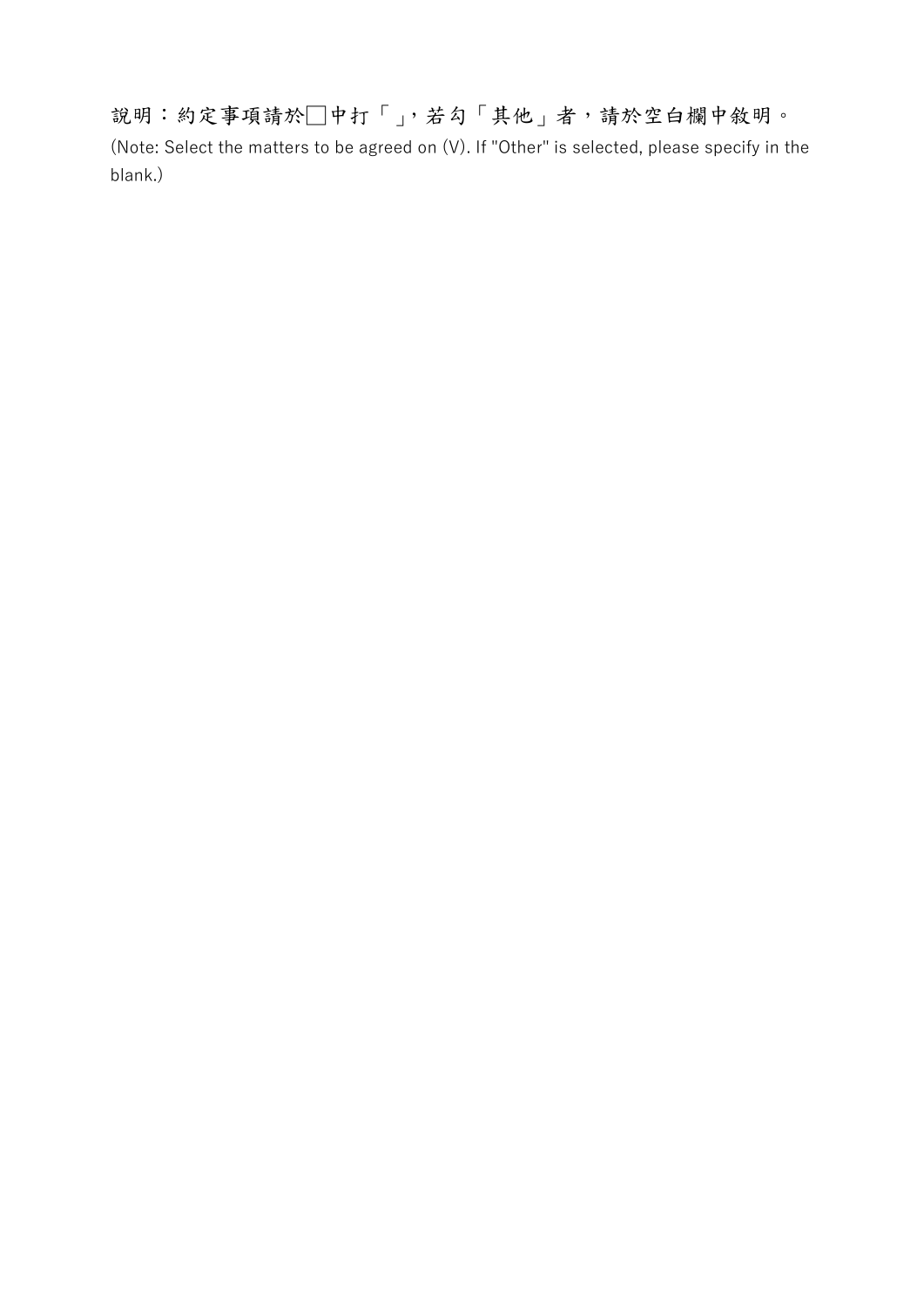說明：約定事項請於□中打「」，若勾「其他」者，請於空白欄中敘明。

(Note: Select the matters to be agreed on (V). If "Other" is selected, please specify in the blank.)